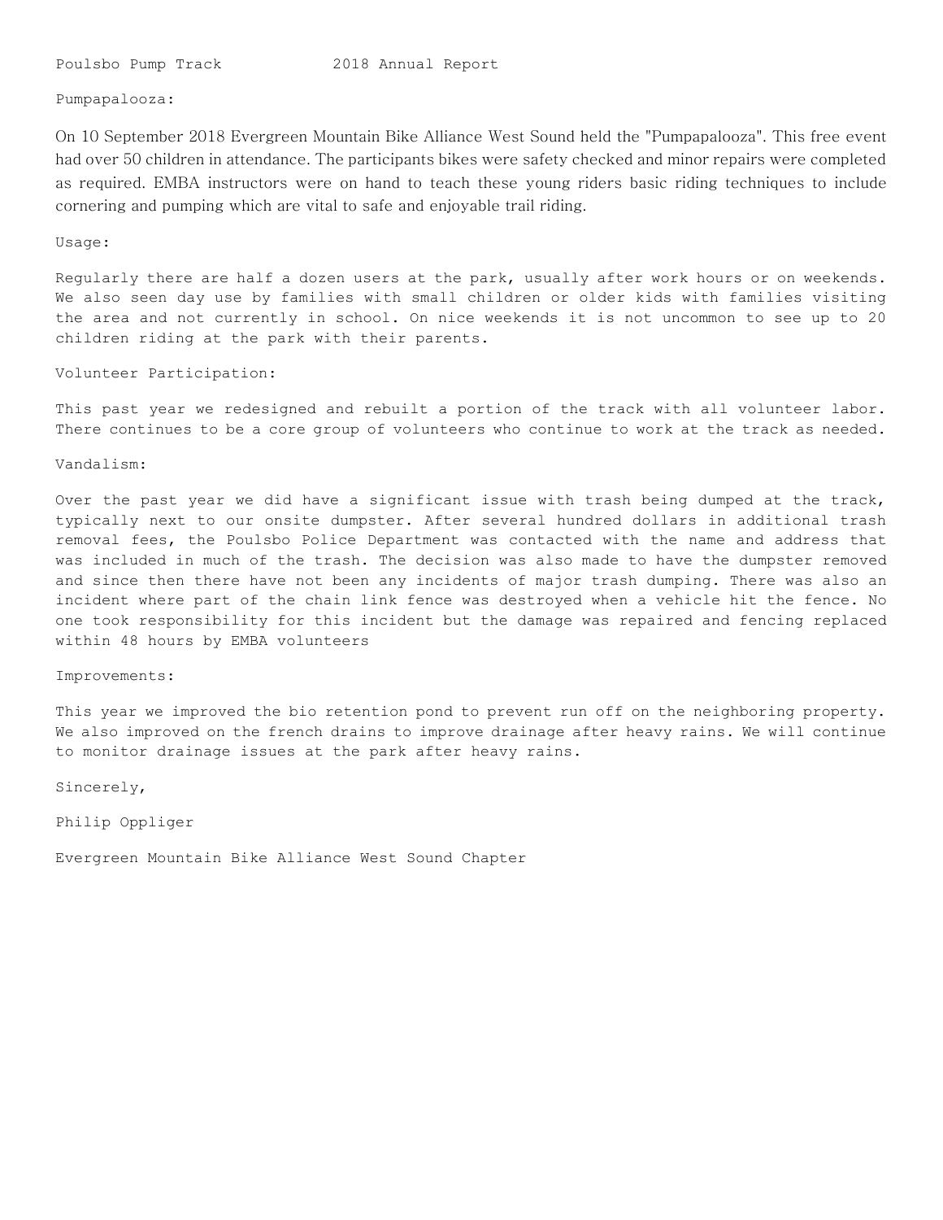Poulsbo Pump Track 2018 Annual Report

Pumpapalooza:

On 10 September 2018 Evergreen Mountain Bike Alliance West Sound held the "Pumpapalooza". This free event had over 50 children in attendance. The participants bikes were safety checked and minor repairs were completed as required. EMBA instructors were on hand to teach these young riders basic riding techniques to include cornering and pumping which are vital to safe and enjoyable trail riding.

Usage:

Regularly there are half a dozen users at the park, usually after work hours or on weekends. We also seen day use by families with small children or older kids with families visiting the area and not currently in school. On nice weekends it is not uncommon to see up to 20 children riding at the park with their parents.

Volunteer Participation:

This past year we redesigned and rebuilt a portion of the track with all volunteer labor. There continues to be a core group of volunteers who continue to work at the track as needed.

Vandalism:

Over the past year we did have a significant issue with trash being dumped at the track, typically next to our onsite dumpster. After several hundred dollars in additional trash removal fees, the Poulsbo Police Department was contacted with the name and address that was included in much of the trash. The decision was also made to have the dumpster removed and since then there have not been any incidents of major trash dumping. There was also an incident where part of the chain link fence was destroyed when a vehicle hit the fence. No one took responsibility for this incident but the damage was repaired and fencing replaced within 48 hours by EMBA volunteers

Improvements:

This year we improved the bio retention pond to prevent run off on the neighboring property. We also improved on the french drains to improve drainage after heavy rains. We will continue to monitor drainage issues at the park after heavy rains.

Sincerely,

Philip Oppliger

Evergreen Mountain Bike Alliance West Sound Chapter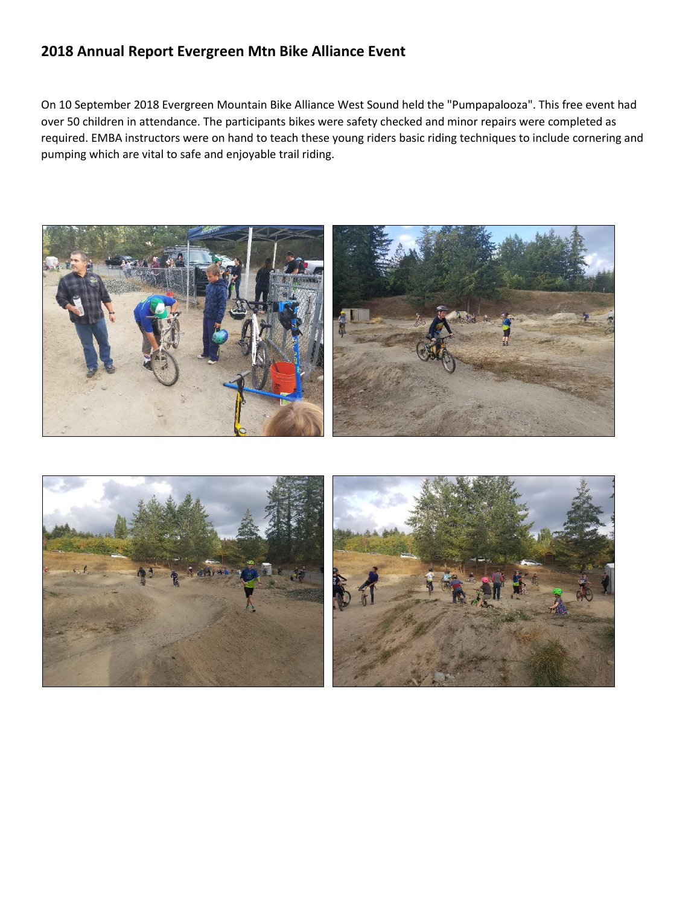## 2018 Annual Report Evergreen Mtn Bike Alliance Event

On 10 September 2018 Evergreen Mountain Bike Alliance West Sound held the "Pumpapalooza". This free event had over 50 children in attendance. The participants bikes were safety checked and minor repairs were completed as required. EMBA instructors were on hand to teach these young riders basic riding techniques to include cornering and pumping which are vital to safe and enjoyable trail riding.